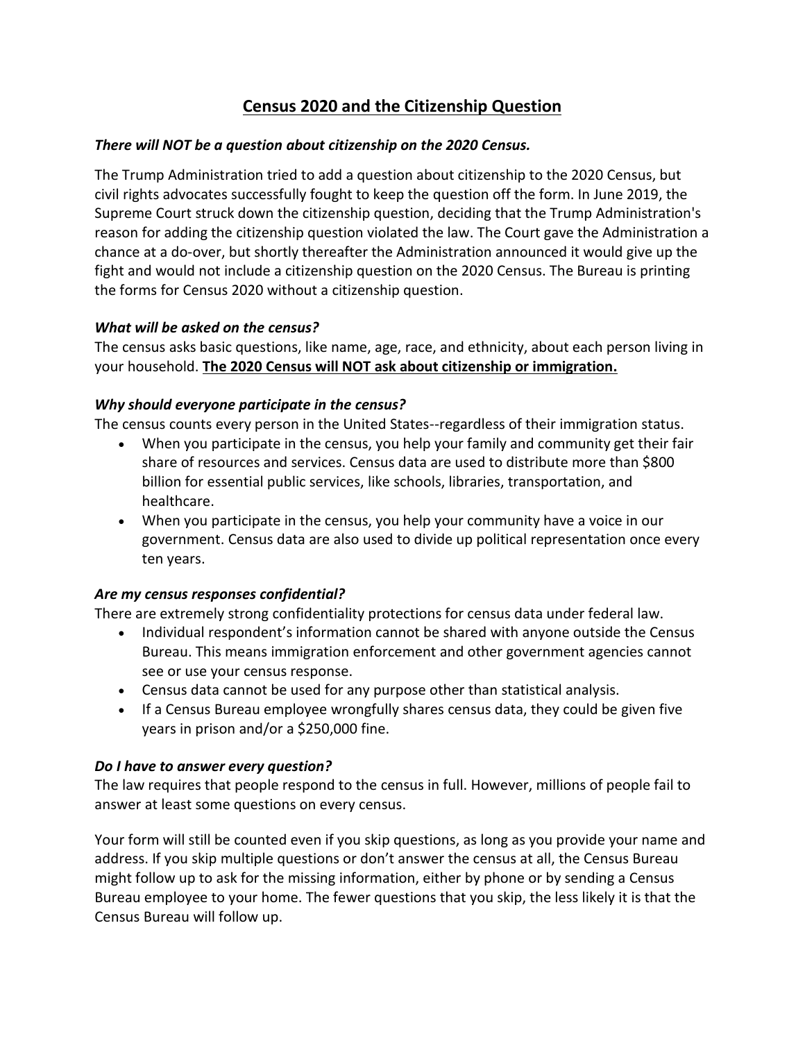# Census 2020 and the Citizenship Question

***There will NOT be a question about citizenship on the 2020 Census.***

The Trump Administration tried to add a question about citizenship to the 2020 Census, but civil rights advocates successfully fought to keep the question off the form. In June 2019, the Supreme Court struck down the citizenship question, deciding that the Trump Administration's reason for adding the citizenship question violated the law. The Court gave the Administration a chance at a do-over, but shortly thereafter the Administration announced it would give up the fight and would not include a citizenship question on the 2020 Census. The Bureau is printing the forms for Census 2020 without a citizenship question.

***What will be asked on the census?***

The census asks basic questions, like name, age, race, and ethnicity, about each person living in your household. **The 2020 Census will NOT ask about citizenship or immigration.**

***Why should everyone participate in the census?***

The census counts every person in the United States--regardless of their immigration status.

- When you participate in the census, you help your family and community get their fair share of resources and services. Census data are used to distribute more than $800 billion for essential public services, like schools, libraries, transportation, and healthcare.
- When you participate in the census, you help your community have a voice in our government. Census data are also used to divide up political representation once every ten years.

***Are my census responses confidential?***

There are extremely strong confidentiality protections for census data under federal law.

- Individual respondent's information cannot be shared with anyone outside the Census Bureau. This means immigration enforcement and other government agencies cannot see or use your census response.
- Census data cannot be used for any purpose other than statistical analysis.
- If a Census Bureau employee wrongfully shares census data, they could be given five years in prison and/or a $250,000 fine.

***Do I have to answer every question?***

The law requires that people respond to the census in full. However, millions of people fail to answer at least some questions on every census.

Your form will still be counted even if you skip questions, as long as you provide your name and address. If you skip multiple questions or don't answer the census at all, the Census Bureau might follow up to ask for the missing information, either by phone or by sending a Census Bureau employee to your home. The fewer questions that you skip, the less likely it is that the Census Bureau will follow up.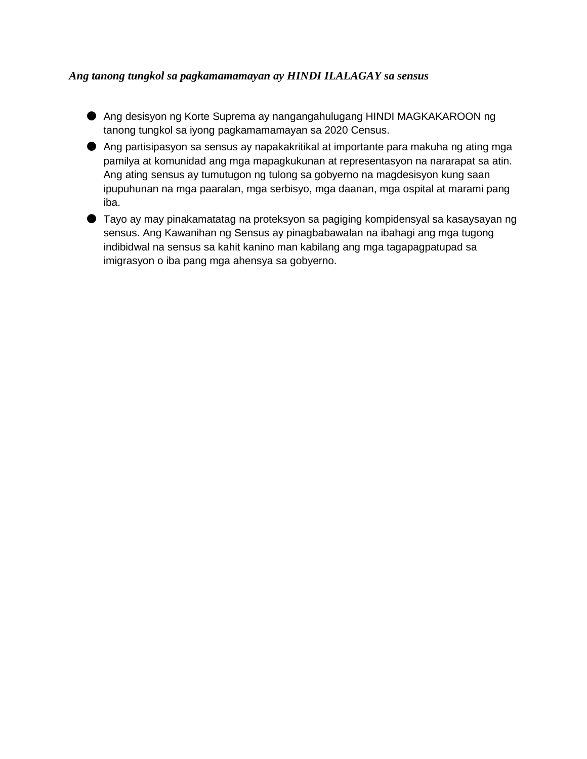***Ang tanong tungkol sa pagkamamamayan ay HINDI ILALAGAY sa sensus***

- Ang desisyon ng Korte Suprema ay nangangahulugang HINDI MAGKAKAROON ng tanong tungkol sa iyong pagkamamamayan sa 2020 Census.
- Ang partisipasyon sa sensus ay napakakritikal at importante para makuha ng ating mga pamilya at komunidad ang mga mapagkukunan at representasyon na nararapat sa atin. Ang ating sensus ay tumutugon ng tulong sa gobyerno na magdesisyon kung saan ipupuhunan na mga paaralan, mga serbisyo, mga daanan, mga ospital at marami pang iba.
- Tayo ay may pinakamatatag na proteksyon sa pagiging kompidensyal sa kasaysayan ng sensus. Ang Kawanihan ng Sensus ay pinagbabawalan na ibahagi ang mga tugong indibidwal na sensus sa kahit kanino man kabilang ang mga tagapagpatupad sa imigrasyon o iba pang mga ahensya sa gobyerno.